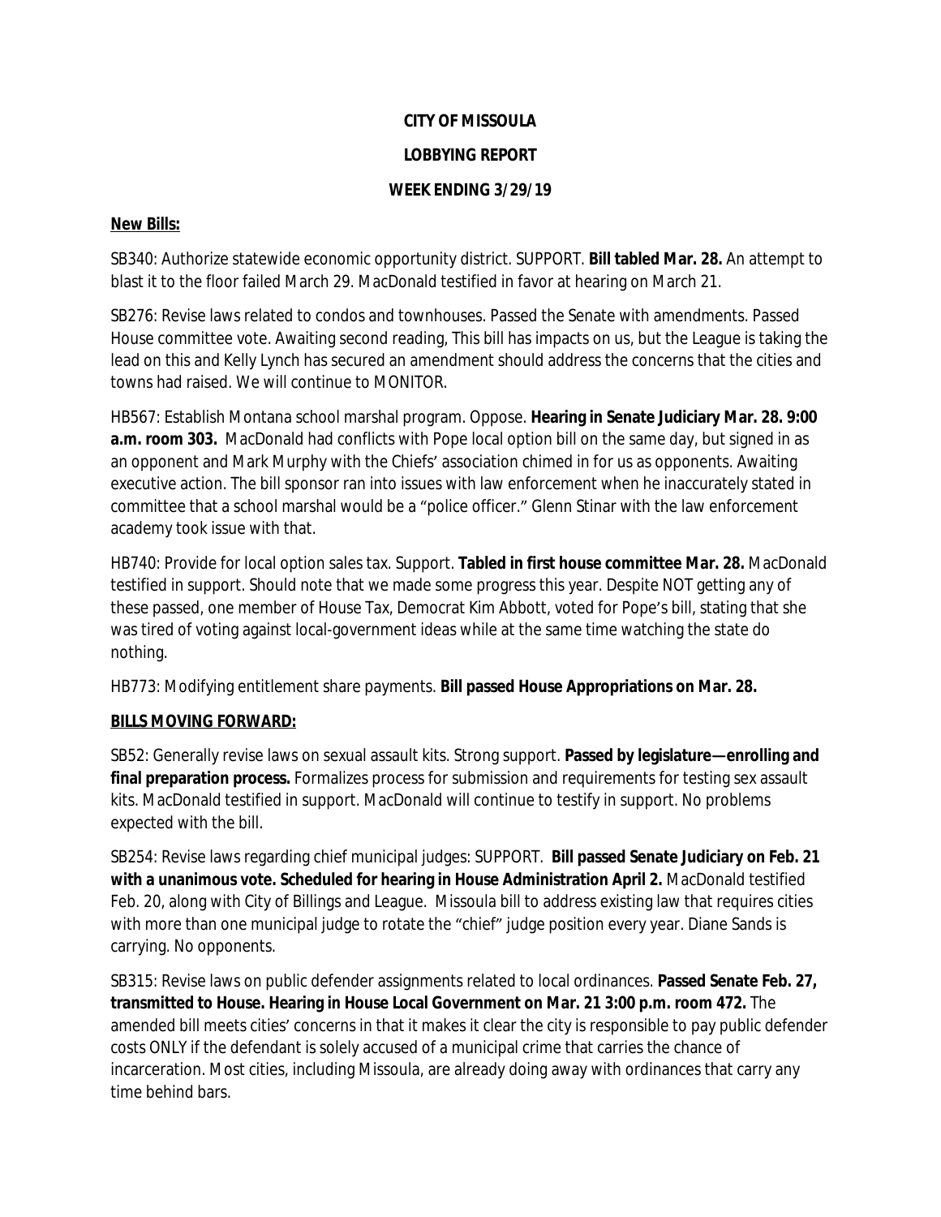**CITY OF MISSOULA**

**LOBBYING REPORT**

**WEEK ENDING 3/29/19**

**New Bills:**

SB340: Authorize statewide economic opportunity district. SUPPORT. **Bill tabled Mar. 28.** An attempt to blast it to the floor failed March 29. MacDonald testified in favor at hearing on March 21.

SB276: Revise laws related to condos and townhouses. Passed the Senate with amendments. Passed House committee vote. Awaiting second reading, This bill has impacts on us, but the League is taking the lead on this and Kelly Lynch has secured an amendment should address the concerns that the cities and towns had raised. We will continue to MONITOR.

HB567: Establish Montana school marshal program. Oppose. **Hearing in Senate Judiciary Mar. 28. 9:00 a.m. room 303.** MacDonald had conflicts with Pope local option bill on the same day, but signed in as an opponent and Mark Murphy with the Chiefs' association chimed in for us as opponents. Awaiting executive action. The bill sponsor ran into issues with law enforcement when he inaccurately stated in committee that a school marshal would be a "police officer." Glenn Stinar with the law enforcement academy took issue with that.

HB740: Provide for local option sales tax. Support. **Tabled in first house committee Mar. 28.** MacDonald testified in support. Should note that we made some progress this year. Despite NOT getting any of these passed, one member of House Tax, Democrat Kim Abbott, voted for Pope's bill, stating that she was tired of voting against local-government ideas while at the same time watching the state do nothing.

HB773: Modifying entitlement share payments. **Bill passed House Appropriations on Mar. 28.**

**BILLS MOVING FORWARD:**

SB52: Generally revise laws on sexual assault kits. Strong support. **Passed by legislature—enrolling and final preparation process.** Formalizes process for submission and requirements for testing sex assault kits. MacDonald testified in support. MacDonald will continue to testify in support. No problems expected with the bill.

SB254: Revise laws regarding chief municipal judges: SUPPORT. **Bill passed Senate Judiciary on Feb. 21 with a unanimous vote. Scheduled for hearing in House Administration April 2.** MacDonald testified Feb. 20, along with City of Billings and League. Missoula bill to address existing law that requires cities with more than one municipal judge to rotate the "chief" judge position every year. Diane Sands is carrying. No opponents.

SB315: Revise laws on public defender assignments related to local ordinances. **Passed Senate Feb. 27, transmitted to House. Hearing in House Local Government on Mar. 21 3:00 p.m. room 472.** The amended bill meets cities' concerns in that it makes it clear the city is responsible to pay public defender costs ONLY if the defendant is solely accused of a municipal crime that carries the chance of incarceration. Most cities, including Missoula, are already doing away with ordinances that carry any time behind bars.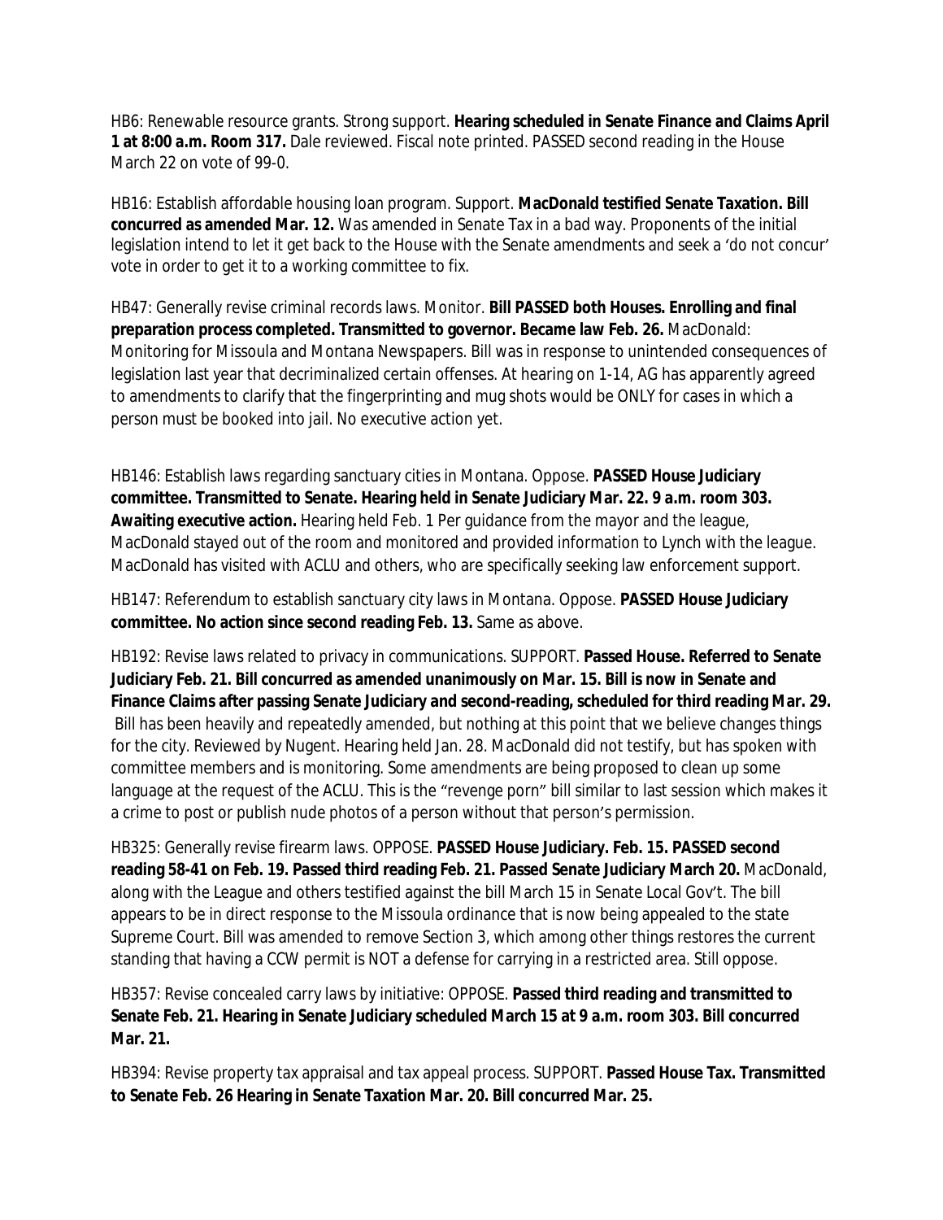HB6: Renewable resource grants. Strong support. **Hearing scheduled in Senate Finance and Claims April 1 at 8:00 a.m. Room 317.** Dale reviewed. Fiscal note printed. PASSED second reading in the House March 22 on vote of 99-0.

HB16: Establish affordable housing loan program. Support. **MacDonald testified Senate Taxation. Bill concurred as amended Mar. 12.** Was amended in Senate Tax in a bad way. Proponents of the initial legislation intend to let it get back to the House with the Senate amendments and seek a 'do not concur' vote in order to get it to a working committee to fix.

HB47: Generally revise criminal records laws. Monitor. **Bill PASSED both Houses. Enrolling and final preparation process completed. Transmitted to governor. Became law Feb. 26.** MacDonald: Monitoring for Missoula and Montana Newspapers. Bill was in response to unintended consequences of legislation last year that decriminalized certain offenses. At hearing on 1-14, AG has apparently agreed to amendments to clarify that the fingerprinting and mug shots would be ONLY for cases in which a person must be booked into jail. No executive action yet.

HB146: Establish laws regarding sanctuary cities in Montana. Oppose. **PASSED House Judiciary committee. Transmitted to Senate. Hearing held in Senate Judiciary Mar. 22. 9 a.m. room 303. Awaiting executive action.** Hearing held Feb. 1 Per guidance from the mayor and the league, MacDonald stayed out of the room and monitored and provided information to Lynch with the league. MacDonald has visited with ACLU and others, who are specifically seeking law enforcement support.

HB147: Referendum to establish sanctuary city laws in Montana. Oppose. **PASSED House Judiciary committee. No action since second reading Feb. 13.** Same as above.

HB192: Revise laws related to privacy in communications. SUPPORT. **Passed House. Referred to Senate Judiciary Feb. 21. Bill concurred as amended unanimously on Mar. 15. Bill is now in Senate and Finance Claims after passing Senate Judiciary and second-reading, scheduled for third reading Mar. 29.** Bill has been heavily and repeatedly amended, but nothing at this point that we believe changes things for the city. Reviewed by Nugent. Hearing held Jan. 28. MacDonald did not testify, but has spoken with committee members and is monitoring. Some amendments are being proposed to clean up some language at the request of the ACLU. This is the "revenge porn" bill similar to last session which makes it a crime to post or publish nude photos of a person without that person's permission.

HB325: Generally revise firearm laws. OPPOSE. **PASSED House Judiciary. Feb. 15. PASSED second reading 58-41 on Feb. 19. Passed third reading Feb. 21. Passed Senate Judiciary March 20.** MacDonald, along with the League and others testified against the bill March 15 in Senate Local Gov't. The bill appears to be in direct response to the Missoula ordinance that is now being appealed to the state Supreme Court. Bill was amended to remove Section 3, which among other things restores the current standing that having a CCW permit is NOT a defense for carrying in a restricted area. Still oppose.

HB357: Revise concealed carry laws by initiative: OPPOSE. **Passed third reading and transmitted to Senate Feb. 21. Hearing in Senate Judiciary scheduled March 15 at 9 a.m. room 303. Bill concurred Mar. 21.**

HB394: Revise property tax appraisal and tax appeal process. SUPPORT. **Passed House Tax. Transmitted to Senate Feb. 26 Hearing in Senate Taxation Mar. 20. Bill concurred Mar. 25.**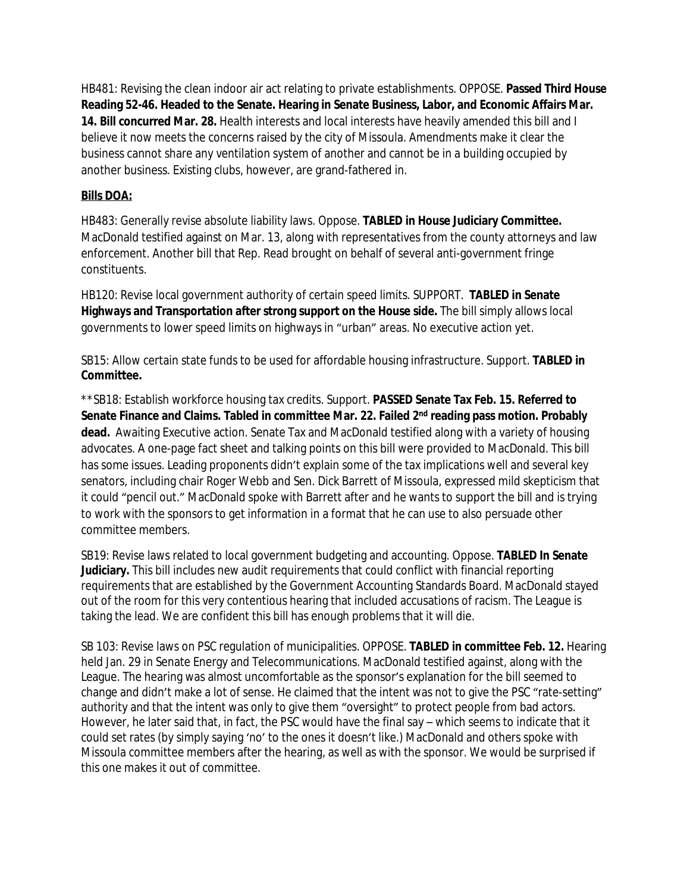HB481: Revising the clean indoor air act relating to private establishments. OPPOSE. **Passed Third House Reading 52-46. Headed to the Senate. Hearing in Senate Business, Labor, and Economic Affairs Mar. 14. Bill concurred Mar. 28.** Health interests and local interests have heavily amended this bill and I believe it now meets the concerns raised by the city of Missoula. Amendments make it clear the business cannot share any ventilation system of another and cannot be in a building occupied by another business. Existing clubs, however, are grand-fathered in.

**Bills DOA:**

HB483: Generally revise absolute liability laws. Oppose. **TABLED in House Judiciary Committee.** MacDonald testified against on Mar. 13, along with representatives from the county attorneys and law enforcement. Another bill that Rep. Read brought on behalf of several anti-government fringe constituents.

HB120: Revise local government authority of certain speed limits. SUPPORT. **TABLED in Senate Highways and Transportation after strong support on the House side.** The bill simply allows local governments to lower speed limits on highways in "urban" areas. No executive action yet.

SB15: Allow certain state funds to be used for affordable housing infrastructure. Support. **TABLED in Committee.**

**SB18: Establish workforce housing tax credits. Support. **PASSED Senate Tax Feb. 15. Referred to Senate Finance and Claims. Tabled in committee Mar. 22. Failed 2nd reading pass motion. Probably dead.** Awaiting Executive action. Senate Tax and MacDonald testified along with a variety of housing advocates. A one-page fact sheet and talking points on this bill were provided to MacDonald. This bill has some issues. Leading proponents didn't explain some of the tax implications well and several key senators, including chair Roger Webb and Sen. Dick Barrett of Missoula, expressed mild skepticism that it could "pencil out." MacDonald spoke with Barrett after and he wants to support the bill and is trying to work with the sponsors to get information in a format that he can use to also persuade other committee members.

SB19: Revise laws related to local government budgeting and accounting. Oppose. **TABLED In Senate Judiciary.** This bill includes new audit requirements that could conflict with financial reporting requirements that are established by the Government Accounting Standards Board. MacDonald stayed out of the room for this very contentious hearing that included accusations of racism. The League is taking the lead. We are confident this bill has enough problems that it will die.

SB 103: Revise laws on PSC regulation of municipalities. OPPOSE. **TABLED in committee Feb. 12.** Hearing held Jan. 29 in Senate Energy and Telecommunications. MacDonald testified against, along with the League. The hearing was almost uncomfortable as the sponsor's explanation for the bill seemed to change and didn't make a lot of sense. He claimed that the intent was not to give the PSC "rate-setting" authority and that the intent was only to give them "oversight" to protect people from bad actors. However, he later said that, in fact, the PSC would have the final say – which seems to indicate that it could set rates (by simply saying 'no' to the ones it doesn't like.) MacDonald and others spoke with Missoula committee members after the hearing, as well as with the sponsor. We would be surprised if this one makes it out of committee.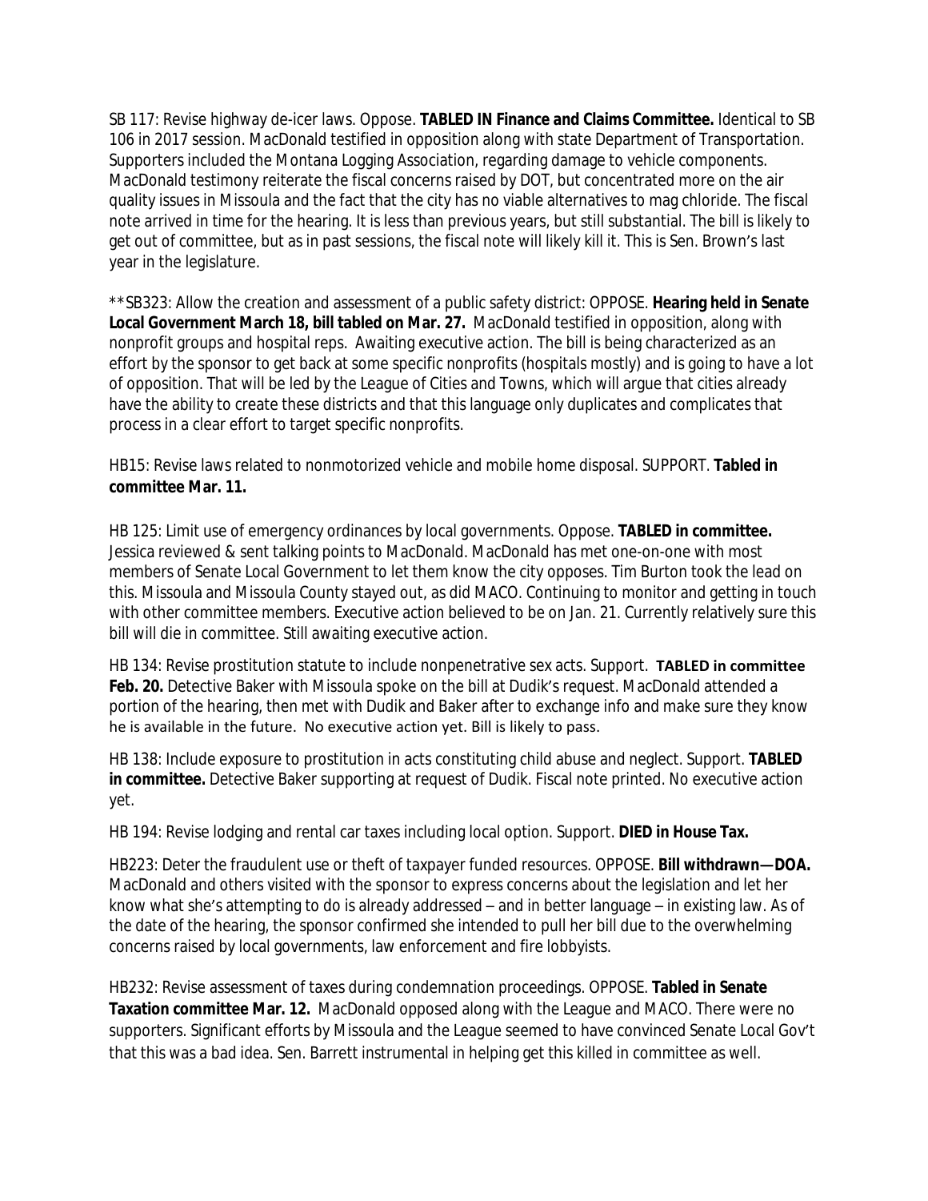SB 117: Revise highway de-icer laws. Oppose. **TABLED IN Finance and Claims Committee.** Identical to SB 106 in 2017 session. MacDonald testified in opposition along with state Department of Transportation. Supporters included the Montana Logging Association, regarding damage to vehicle components. MacDonald testimony reiterate the fiscal concerns raised by DOT, but concentrated more on the air quality issues in Missoula and the fact that the city has no viable alternatives to mag chloride. The fiscal note arrived in time for the hearing. It is less than previous years, but still substantial. The bill is likely to get out of committee, but as in past sessions, the fiscal note will likely kill it. This is Sen. Brown's last year in the legislature.

**SB323: Allow the creation and assessment of a public safety district: OPPOSE. **Hearing held in Senate Local Government March 18, bill tabled on Mar. 27.** MacDonald testified in opposition, along with nonprofit groups and hospital reps. Awaiting executive action. The bill is being characterized as an effort by the sponsor to get back at some specific nonprofits (hospitals mostly) and is going to have a lot of opposition. That will be led by the League of Cities and Towns, which will argue that cities already have the ability to create these districts and that this language only duplicates and complicates that process in a clear effort to target specific nonprofits.

HB15: Revise laws related to nonmotorized vehicle and mobile home disposal. SUPPORT. **Tabled in committee Mar. 11.**

HB 125: Limit use of emergency ordinances by local governments. Oppose. **TABLED in committee.** Jessica reviewed & sent talking points to MacDonald. MacDonald has met one-on-one with most members of Senate Local Government to let them know the city opposes. Tim Burton took the lead on this. Missoula and Missoula County stayed out, as did MACO. Continuing to monitor and getting in touch with other committee members. Executive action believed to be on Jan. 21. Currently relatively sure this bill will die in committee. Still awaiting executive action.

HB 134: Revise prostitution statute to include nonpenetrative sex acts. Support. **TABLED in committee Feb. 20.** Detective Baker with Missoula spoke on the bill at Dudik's request. MacDonald attended a portion of the hearing, then met with Dudik and Baker after to exchange info and make sure they know he is available in the future. No executive action yet. Bill is likely to pass.

HB 138: Include exposure to prostitution in acts constituting child abuse and neglect. Support. **TABLED in committee.** Detective Baker supporting at request of Dudik. Fiscal note printed. No executive action yet.

HB 194: Revise lodging and rental car taxes including local option. Support. **DIED in House Tax.**

HB223: Deter the fraudulent use or theft of taxpayer funded resources. OPPOSE. **Bill withdrawn—DOA.** MacDonald and others visited with the sponsor to express concerns about the legislation and let her know what she's attempting to do is already addressed – and in better language – in existing law. As of the date of the hearing, the sponsor confirmed she intended to pull her bill due to the overwhelming concerns raised by local governments, law enforcement and fire lobbyists.

HB232: Revise assessment of taxes during condemnation proceedings. OPPOSE. **Tabled in Senate Taxation committee Mar. 12.** MacDonald opposed along with the League and MACO. There were no supporters. Significant efforts by Missoula and the League seemed to have convinced Senate Local Gov't that this was a bad idea. Sen. Barrett instrumental in helping get this killed in committee as well.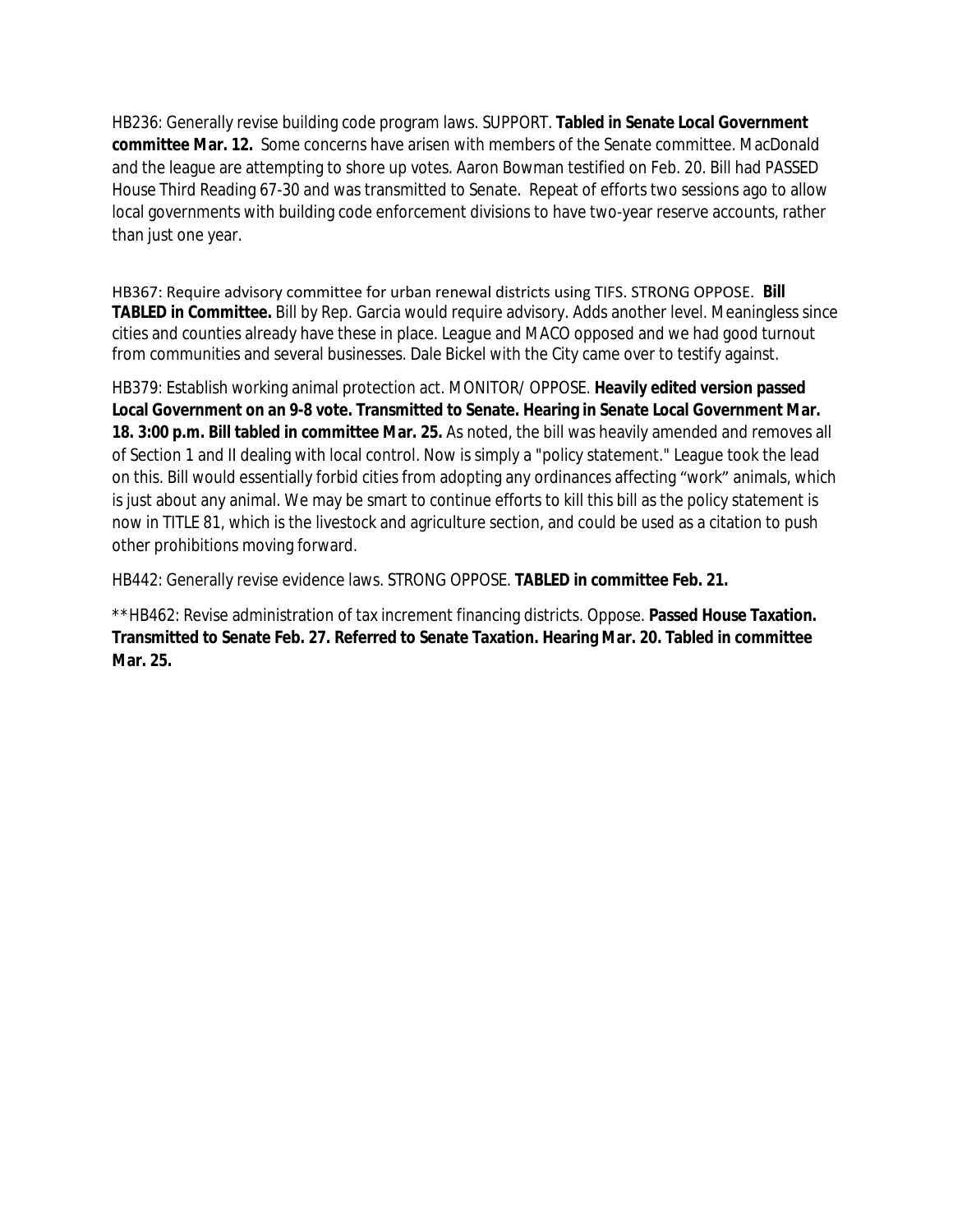HB236: Generally revise building code program laws. SUPPORT. **Tabled in Senate Local Government committee Mar. 12.** Some concerns have arisen with members of the Senate committee. MacDonald and the league are attempting to shore up votes. Aaron Bowman testified on Feb. 20. Bill had PASSED House Third Reading 67-30 and was transmitted to Senate. Repeat of efforts two sessions ago to allow local governments with building code enforcement divisions to have two-year reserve accounts, rather than just one year.

HB367: Require advisory committee for urban renewal districts using TIFS. STRONG OPPOSE. **Bill TABLED in Committee.** Bill by Rep. Garcia would require advisory. Adds another level. Meaningless since cities and counties already have these in place. League and MACO opposed and we had good turnout from communities and several businesses. Dale Bickel with the City came over to testify against.

HB379: Establish working animal protection act. MONITOR/ OPPOSE. **Heavily edited version passed Local Government on an 9-8 vote. Transmitted to Senate. Hearing in Senate Local Government Mar. 18. 3:00 p.m. Bill tabled in committee Mar. 25.** As noted, the bill was heavily amended and removes all of Section 1 and II dealing with local control. Now is simply a "policy statement." League took the lead on this. Bill would essentially forbid cities from adopting any ordinances affecting "work" animals, which is just about any animal. We may be smart to continue efforts to kill this bill as the policy statement is now in TITLE 81, which is the livestock and agriculture section, and could be used as a citation to push other prohibitions moving forward.

HB442: Generally revise evidence laws. STRONG OPPOSE. **TABLED in committee Feb. 21.**

**HB462: Revise administration of tax increment financing districts. Oppose. **Passed House Taxation. Transmitted to Senate Feb. 27. Referred to Senate Taxation. Hearing Mar. 20. Tabled in committee Mar. 25.**